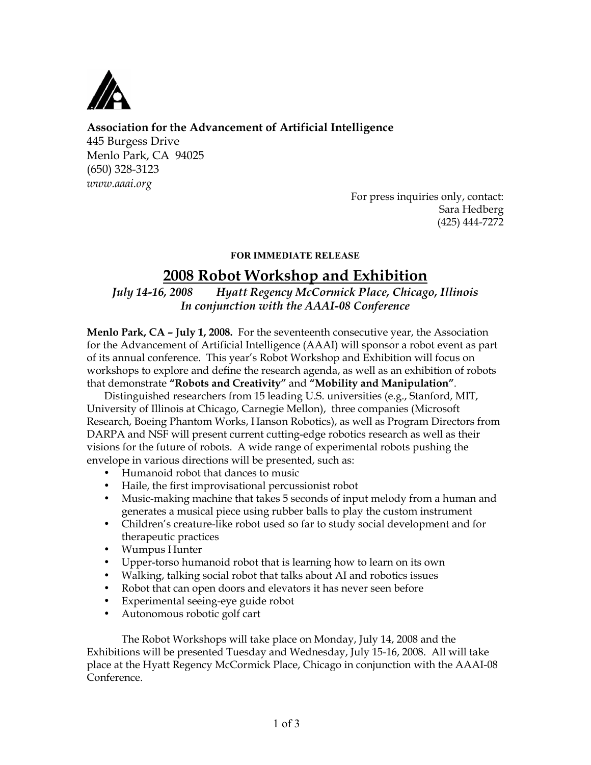**Association for the Advancement of Artificial Intelligence**
445 Burgess Drive
Menlo Park, CA 94025
(650) 328-3123
*www.aaai.org*

For press inquiries only, contact:
Sara Hedberg
(425) 444-7272

**FOR IMMEDIATE RELEASE**

# 2008 Robot Workshop and Exhibition

*July 14-16, 2008 Hyatt Regency McCormick Place, Chicago, Illinois*
*In conjunction with the AAAI-08 Conference*

**Menlo Park, CA – July 1, 2008.** For the seventeenth consecutive year, the Association for the Advancement of Artificial Intelligence (AAAI) will sponsor a robot event as part of its annual conference. This year's Robot Workshop and Exhibition will focus on workshops to explore and define the research agenda, as well as an exhibition of robots that demonstrate **"Robots and Creativity"** and **"Mobility and Manipulation"**.

Distinguished researchers from 15 leading U.S. universities (e.g., Stanford, MIT, University of Illinois at Chicago, Carnegie Mellon), three companies (Microsoft Research, Boeing Phantom Works, Hanson Robotics), as well as Program Directors from DARPA and NSF will present current cutting-edge robotics research as well as their visions for the future of robots. A wide range of experimental robots pushing the envelope in various directions will be presented, such as:

- Humanoid robot that dances to music
- Haile, the first improvisational percussionist robot
- Music-making machine that takes 5 seconds of input melody from a human and generates a musical piece using rubber balls to play the custom instrument
- Children's creature-like robot used so far to study social development and for therapeutic practices
- Wumpus Hunter
- Upper-torso humanoid robot that is learning how to learn on its own
- Walking, talking social robot that talks about AI and robotics issues
- Robot that can open doors and elevators it has never seen before
- Experimental seeing-eye guide robot
- Autonomous robotic golf cart

The Robot Workshops will take place on Monday, July 14, 2008 and the Exhibitions will be presented Tuesday and Wednesday, July 15-16, 2008. All will take place at the Hyatt Regency McCormick Place, Chicago in conjunction with the AAAI-08 Conference.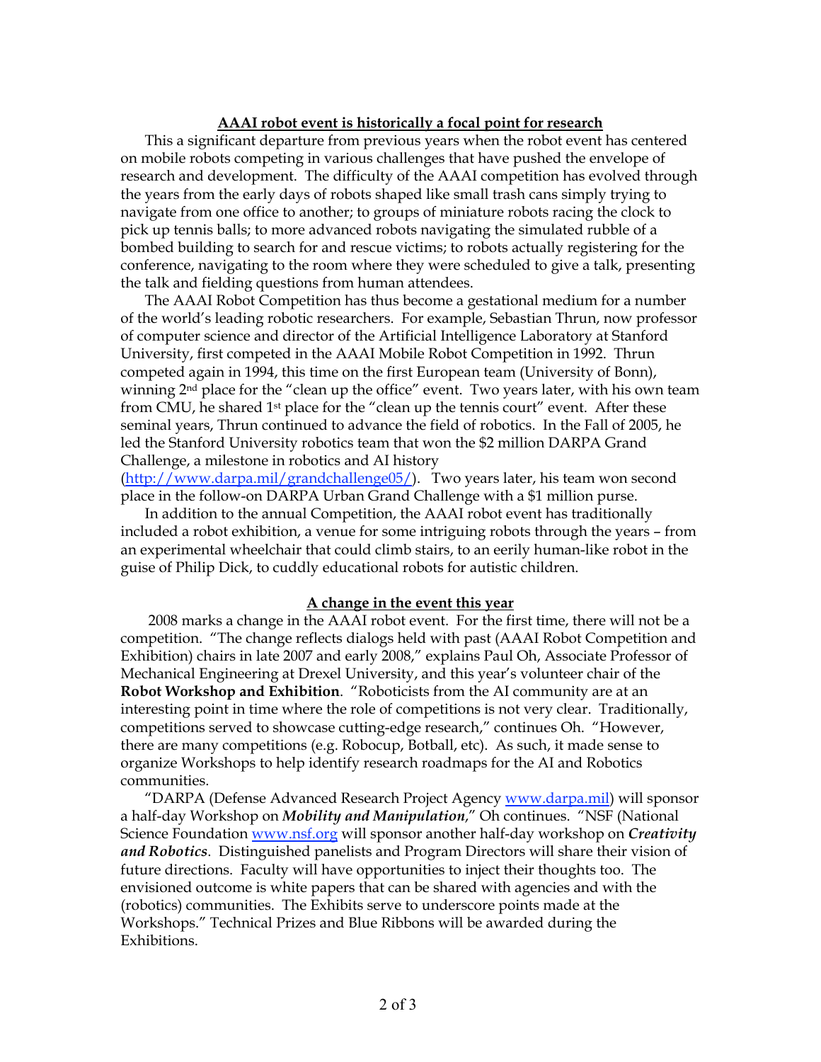## AAAI robot event is historically a focal point for research

This a significant departure from previous years when the robot event has centered on mobile robots competing in various challenges that have pushed the envelope of research and development. The difficulty of the AAAI competition has evolved through the years from the early days of robots shaped like small trash cans simply trying to navigate from one office to another; to groups of miniature robots racing the clock to pick up tennis balls; to more advanced robots navigating the simulated rubble of a bombed building to search for and rescue victims; to robots actually registering for the conference, navigating to the room where they were scheduled to give a talk, presenting the talk and fielding questions from human attendees.

The AAAI Robot Competition has thus become a gestational medium for a number of the world's leading robotic researchers. For example, Sebastian Thrun, now professor of computer science and director of the Artificial Intelligence Laboratory at Stanford University, first competed in the AAAI Mobile Robot Competition in 1992. Thrun competed again in 1994, this time on the first European team (University of Bonn), winning 2nd place for the "clean up the office" event. Two years later, with his own team from CMU, he shared 1st place for the "clean up the tennis court" event. After these seminal years, Thrun continued to advance the field of robotics. In the Fall of 2005, he led the Stanford University robotics team that won the $2 million DARPA Grand Challenge, a milestone in robotics and AI history (http://www.darpa.mil/grandchallenge05/). Two years later, his team won second place in the follow-on DARPA Urban Grand Challenge with a $1 million purse.

In addition to the annual Competition, the AAAI robot event has traditionally included a robot exhibition, a venue for some intriguing robots through the years – from an experimental wheelchair that could climb stairs, to an eerily human-like robot in the guise of Philip Dick, to cuddly educational robots for autistic children.

## A change in the event this year

2008 marks a change in the AAAI robot event. For the first time, there will not be a competition. "The change reflects dialogs held with past (AAAI Robot Competition and Exhibition) chairs in late 2007 and early 2008," explains Paul Oh, Associate Professor of Mechanical Engineering at Drexel University, and this year's volunteer chair of the **Robot Workshop and Exhibition**. "Roboticists from the AI community are at an interesting point in time where the role of competitions is not very clear. Traditionally, competitions served to showcase cutting-edge research," continues Oh. "However, there are many competitions (e.g. Robocup, Botball, etc). As such, it made sense to organize Workshops to help identify research roadmaps for the AI and Robotics communities.

"DARPA (Defense Advanced Research Project Agency www.darpa.mil) will sponsor a half-day Workshop on ***Mobility and Manipulation***," Oh continues. "NSF (National Science Foundation www.nsf.org will sponsor another half-day workshop on ***Creativity and Robotics***. Distinguished panelists and Program Directors will share their vision of future directions. Faculty will have opportunities to inject their thoughts too. The envisioned outcome is white papers that can be shared with agencies and with the (robotics) communities. The Exhibits serve to underscore points made at the Workshops." Technical Prizes and Blue Ribbons will be awarded during the Exhibitions.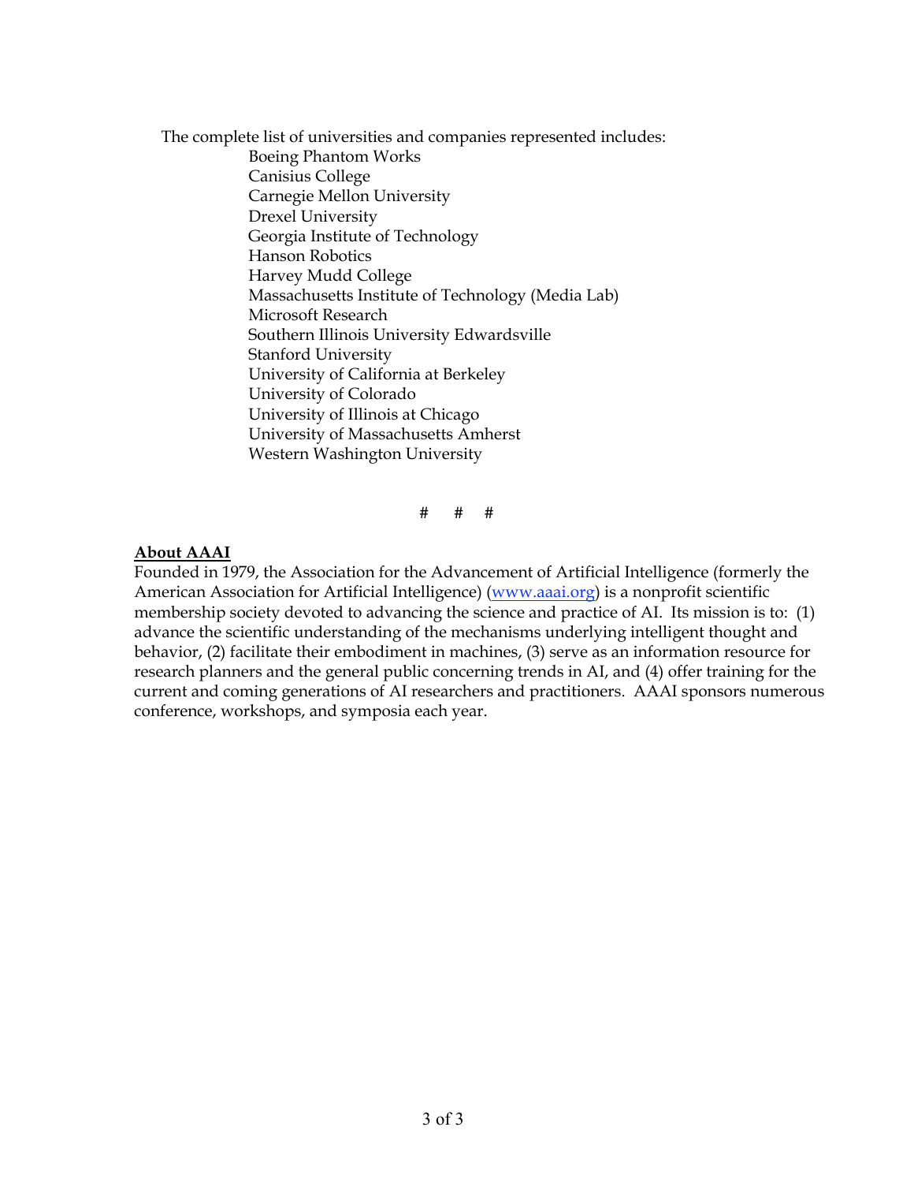The complete list of universities and companies represented includes:

- Boeing Phantom Works
- Canisius College
- Carnegie Mellon University
- Drexel University
- Georgia Institute of Technology
- Hanson Robotics
- Harvey Mudd College
- Massachusetts Institute of Technology (Media Lab)
- Microsoft Research
- Southern Illinois University Edwardsville
- Stanford University
- University of California at Berkeley
- University of Colorado
- University of Illinois at Chicago
- University of Massachusetts Amherst
- Western Washington University

# # #

**About AAAI**

Founded in 1979, the Association for the Advancement of Artificial Intelligence (formerly the American Association for Artificial Intelligence) (www.aaai.org) is a nonprofit scientific membership society devoted to advancing the science and practice of AI. Its mission is to: (1) advance the scientific understanding of the mechanisms underlying intelligent thought and behavior, (2) facilitate their embodiment in machines, (3) serve as an information resource for research planners and the general public concerning trends in AI, and (4) offer training for the current and coming generations of AI researchers and practitioners. AAAI sponsors numerous conference, workshops, and symposia each year.